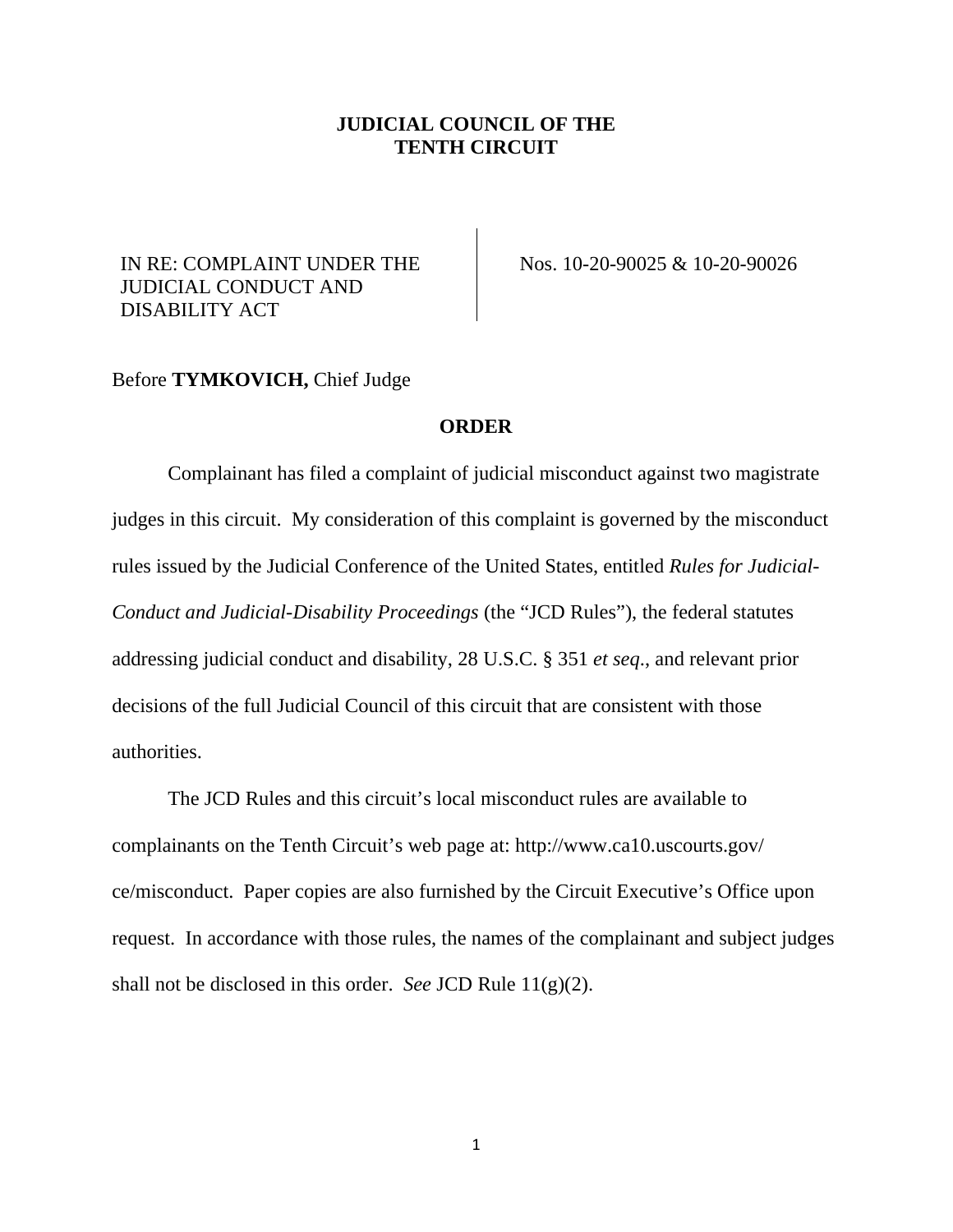**JUDICIAL COUNCIL OF THE TENTH CIRCUIT**

| IN RE: COMPLAINT UNDER THE JUDICIAL CONDUCT AND DISABILITY ACT | Nos. 10-20-90025 & 10-20-90026 |
|---|---|

Before **TYMKOVICH,** Chief Judge

**ORDER**

Complainant has filed a complaint of judicial misconduct against two magistrate judges in this circuit. My consideration of this complaint is governed by the misconduct rules issued by the Judicial Conference of the United States, entitled *Rules for Judicial-Conduct and Judicial-Disability Proceedings* (the "JCD Rules"), the federal statutes addressing judicial conduct and disability, 28 U.S.C. § 351 *et seq*., and relevant prior decisions of the full Judicial Council of this circuit that are consistent with those authorities.

The JCD Rules and this circuit's local misconduct rules are available to complainants on the Tenth Circuit's web page at: http://www.ca10.uscourts.gov/ce/misconduct. Paper copies are also furnished by the Circuit Executive's Office upon request. In accordance with those rules, the names of the complainant and subject judges shall not be disclosed in this order. *See* JCD Rule 11(g)(2).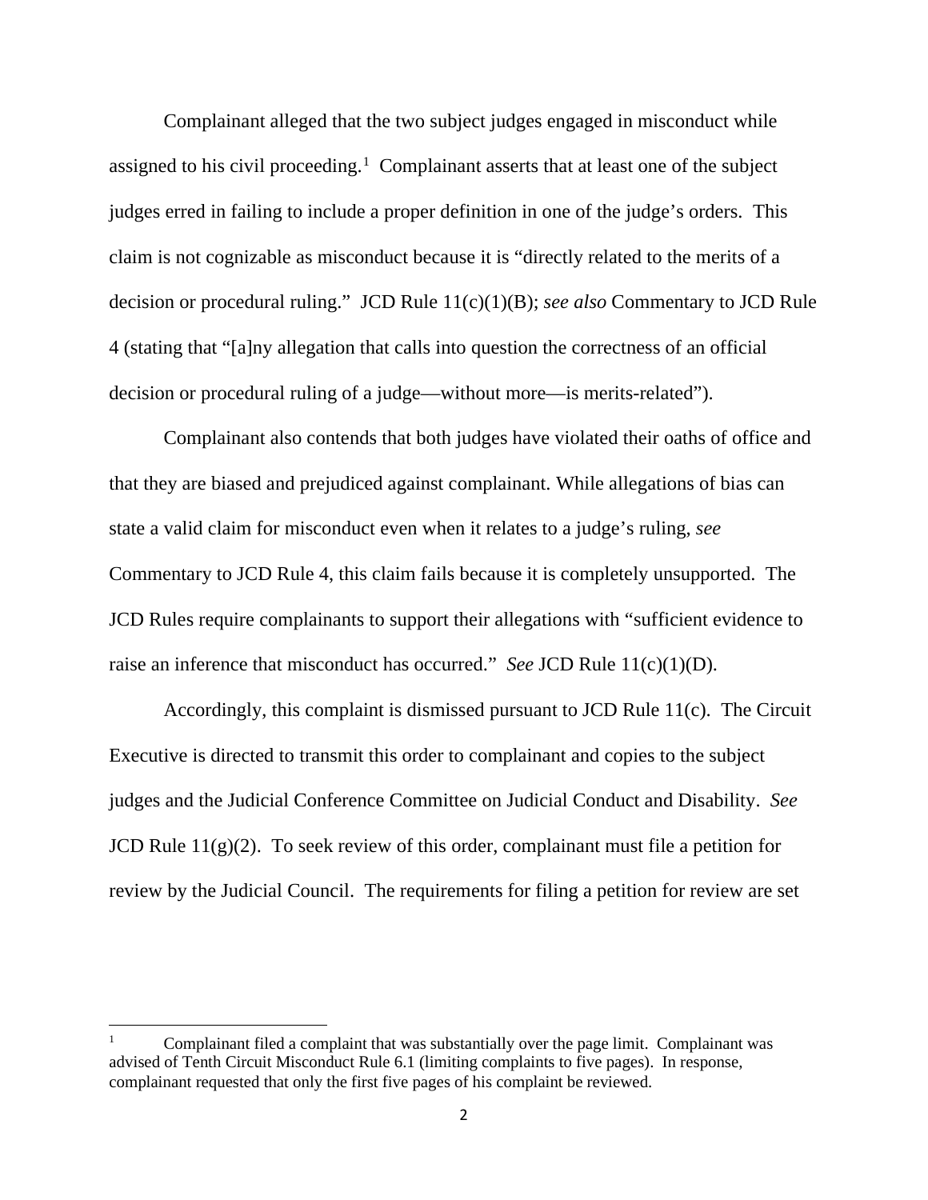Complainant alleged that the two subject judges engaged in misconduct while assigned to his civil proceeding.[1] Complainant asserts that at least one of the subject judges erred in failing to include a proper definition in one of the judge's orders. This claim is not cognizable as misconduct because it is "directly related to the merits of a decision or procedural ruling." JCD Rule 11(c)(1)(B); *see also* Commentary to JCD Rule 4 (stating that "[a]ny allegation that calls into question the correctness of an official decision or procedural ruling of a judge—without more—is merits-related").

Complainant also contends that both judges have violated their oaths of office and that they are biased and prejudiced against complainant. While allegations of bias can state a valid claim for misconduct even when it relates to a judge's ruling, *see* Commentary to JCD Rule 4, this claim fails because it is completely unsupported. The JCD Rules require complainants to support their allegations with "sufficient evidence to raise an inference that misconduct has occurred." *See* JCD Rule 11(c)(1)(D).

Accordingly, this complaint is dismissed pursuant to JCD Rule 11(c). The Circuit Executive is directed to transmit this order to complainant and copies to the subject judges and the Judicial Conference Committee on Judicial Conduct and Disability. *See* JCD Rule 11(g)(2). To seek review of this order, complainant must file a petition for review by the Judicial Council. The requirements for filing a petition for review are set

---

[1] Complainant filed a complaint that was substantially over the page limit. Complainant was advised of Tenth Circuit Misconduct Rule 6.1 (limiting complaints to five pages). In response, complainant requested that only the first five pages of his complaint be reviewed.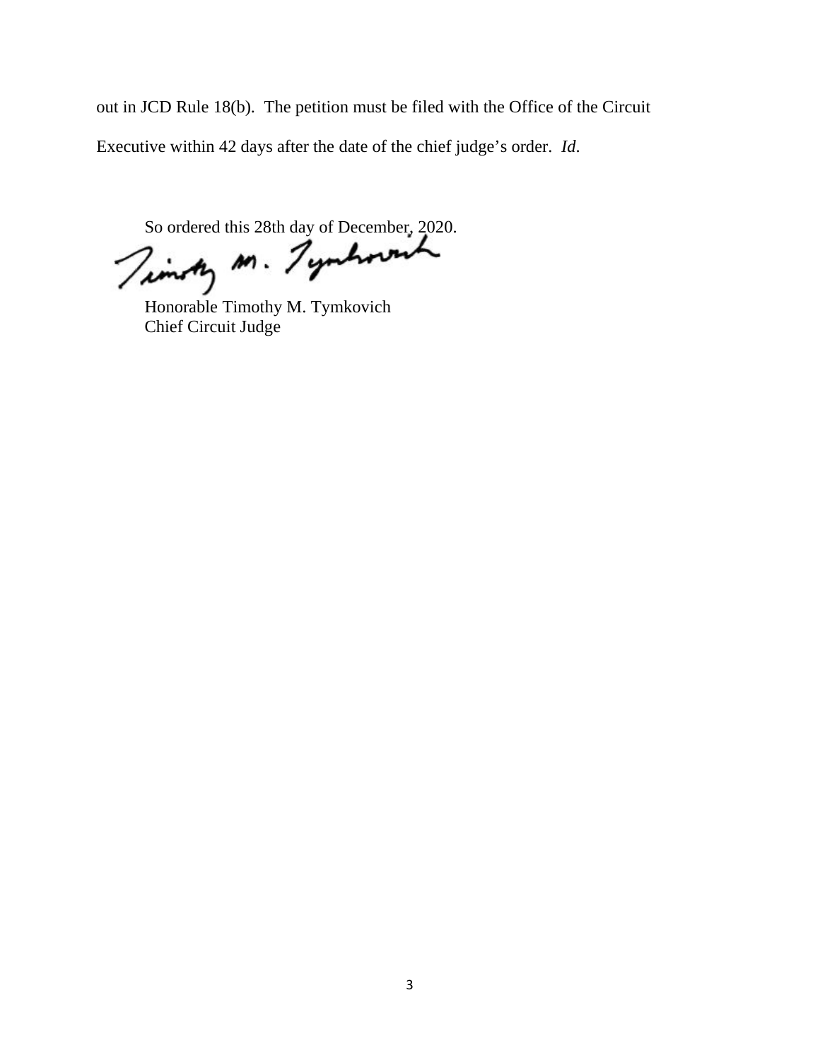out in JCD Rule 18(b). The petition must be filed with the Office of the Circuit Executive within 42 days after the date of the chief judge's order. *Id*.

So ordered this 28th day of December, 2020.

Honorable Timothy M. Tymkovich
Chief Circuit Judge